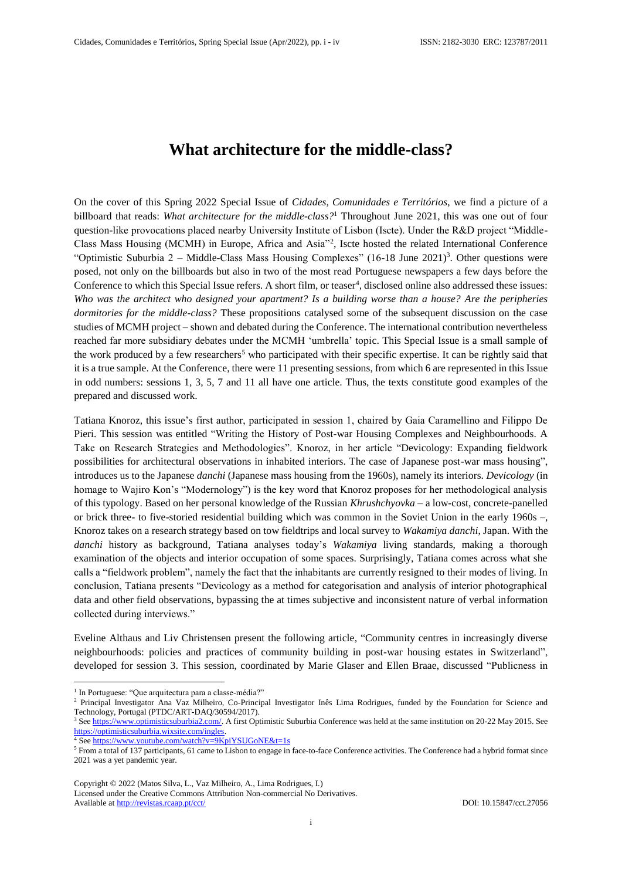# What architecture for the middle-class?

On the cover of this Spring 2022 Special Issue of *Cidades, Comunidades e Territórios*, we find a picture of a billboard that reads: *What architecture for the middle-class?*[1] Throughout June 2021, this was one out of four question-like provocations placed nearby University Institute of Lisbon (Iscte). Under the R&D project "Middle-Class Mass Housing (MCMH) in Europe, Africa and Asia"[2], Iscte hosted the related International Conference "Optimistic Suburbia 2 – Middle-Class Mass Housing Complexes" (16-18 June 2021)[3]. Other questions were posed, not only on the billboards but also in two of the most read Portuguese newspapers a few days before the Conference to which this Special Issue refers. A short film, or teaser[4], disclosed online also addressed these issues: *Who was the architect who designed your apartment? Is a building worse than a house? Are the peripheries dormitories for the middle-class?* These propositions catalysed some of the subsequent discussion on the case studies of MCMH project – shown and debated during the Conference. The international contribution nevertheless reached far more subsidiary debates under the MCMH 'umbrella' topic. This Special Issue is a small sample of the work produced by a few researchers[5] who participated with their specific expertise. It can be rightly said that it is a true sample. At the Conference, there were 11 presenting sessions, from which 6 are represented in this Issue in odd numbers: sessions 1, 3, 5, 7 and 11 all have one article. Thus, the texts constitute good examples of the prepared and discussed work.

Tatiana Knoroz, this issue's first author, participated in session 1, chaired by Gaia Caramellino and Filippo De Pieri. This session was entitled "Writing the History of Post-war Housing Complexes and Neighbourhoods. A Take on Research Strategies and Methodologies". Knoroz, in her article "Devicology: Expanding fieldwork possibilities for architectural observations in inhabited interiors. The case of Japanese post-war mass housing", introduces us to the Japanese *danchi* (Japanese mass housing from the 1960s), namely its interiors. *Devicology* (in homage to Wajiro Kon's "Modernology") is the key word that Knoroz proposes for her methodological analysis of this typology. Based on her personal knowledge of the Russian *Khrushchyovka* – a low-cost, concrete-panelled or brick three- to five-storied residential building which was common in the Soviet Union in the early 1960s –, Knoroz takes on a research strategy based on tow fieldtrips and local survey to *Wakamiya danchi*, Japan. With the *danchi* history as background, Tatiana analyses today's *Wakamiya* living standards, making a thorough examination of the objects and interior occupation of some spaces. Surprisingly, Tatiana comes across what she calls a "fieldwork problem", namely the fact that the inhabitants are currently resigned to their modes of living. In conclusion, Tatiana presents "Devicology as a method for categorisation and analysis of interior photographical data and other field observations, bypassing the at times subjective and inconsistent nature of verbal information collected during interviews."

Eveline Althaus and Liv Christensen present the following article, "Community centres in increasingly diverse neighbourhoods: policies and practices of community building in post-war housing estates in Switzerland", developed for session 3. This session, coordinated by Marie Glaser and Ellen Braae, discussed "Publicness in

---

[1] In Portuguese: "Que arquitectura para a classe-média?"

[2] Principal Investigator Ana Vaz Milheiro, Co-Principal Investigator Inês Lima Rodrigues, funded by the Foundation for Science and Technology, Portugal (PTDC/ART-DAQ/30594/2017).

[3] See https://www.optimisticsuburbia2.com/. A first Optimistic Suburbia Conference was held at the same institution on 20-22 May 2015. See https://optimisticsuburbia.wixsite.com/ingles.

[4] See https://www.youtube.com/watch?v=9KpiYSUGoNE&t=1s

[5] From a total of 137 participants, 61 came to Lisbon to engage in face-to-face Conference activities. The Conference had a hybrid format since 2021 was a yet pandemic year.

Copyright © 2022 (Matos Silva, L., Vaz Milheiro, A., Lima Rodrigues, I.)
Licensed under the Creative Commons Attribution Non-commercial No Derivatives.
Available at http://revistas.rcaap.pt/cct/ DOI: 10.15847/cct.27056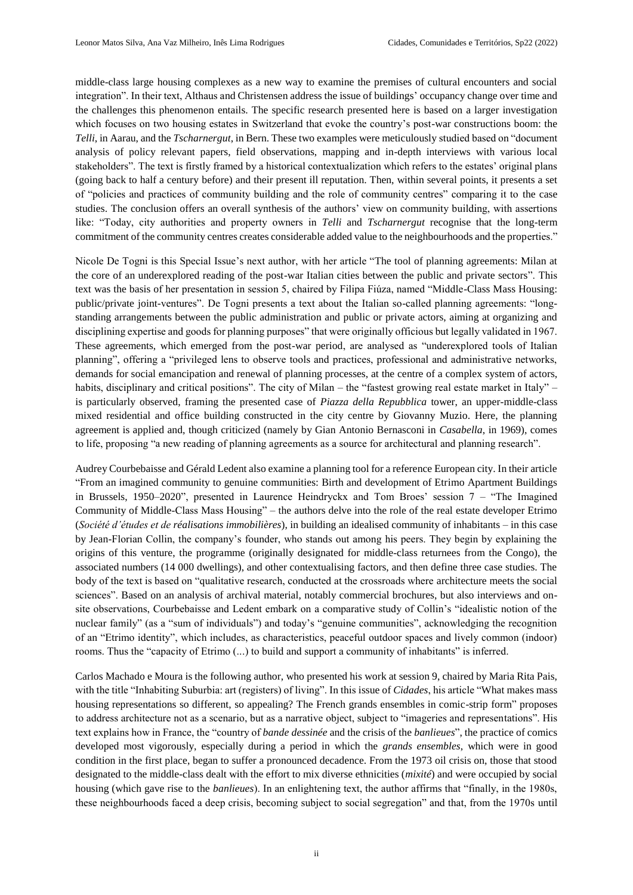middle-class large housing complexes as a new way to examine the premises of cultural encounters and social integration". In their text, Althaus and Christensen address the issue of buildings' occupancy change over time and the challenges this phenomenon entails. The specific research presented here is based on a larger investigation which focuses on two housing estates in Switzerland that evoke the country's post-war constructions boom: the *Telli*, in Aarau, and the *Tscharnergut*, in Bern. These two examples were meticulously studied based on "document analysis of policy relevant papers, field observations, mapping and in-depth interviews with various local stakeholders". The text is firstly framed by a historical contextualization which refers to the estates' original plans (going back to half a century before) and their present ill reputation. Then, within several points, it presents a set of "policies and practices of community building and the role of community centres" comparing it to the case studies. The conclusion offers an overall synthesis of the authors' view on community building, with assertions like: "Today, city authorities and property owners in *Telli* and *Tscharnergut* recognise that the long-term commitment of the community centres creates considerable added value to the neighbourhoods and the properties."

Nicole De Togni is this Special Issue's next author, with her article "The tool of planning agreements: Milan at the core of an underexplored reading of the post-war Italian cities between the public and private sectors". This text was the basis of her presentation in session 5, chaired by Filipa Fiúza, named "Middle-Class Mass Housing: public/private joint-ventures". De Togni presents a text about the Italian so-called planning agreements: "long-standing arrangements between the public administration and public or private actors, aiming at organizing and disciplining expertise and goods for planning purposes" that were originally officious but legally validated in 1967. These agreements, which emerged from the post-war period, are analysed as "underexplored tools of Italian planning", offering a "privileged lens to observe tools and practices, professional and administrative networks, demands for social emancipation and renewal of planning processes, at the centre of a complex system of actors, habits, disciplinary and critical positions". The city of Milan – the "fastest growing real estate market in Italy" – is particularly observed, framing the presented case of *Piazza della Repubblica* tower, an upper-middle-class mixed residential and office building constructed in the city centre by Giovanny Muzio. Here, the planning agreement is applied and, though criticized (namely by Gian Antonio Bernasconi in *Casabella*, in 1969), comes to life, proposing "a new reading of planning agreements as a source for architectural and planning research".

Audrey Courbebaisse and Gérald Ledent also examine a planning tool for a reference European city. In their article "From an imagined community to genuine communities: Birth and development of Etrimo Apartment Buildings in Brussels, 1950–2020", presented in Laurence Heindryckx and Tom Broes' session 7 – "The Imagined Community of Middle-Class Mass Housing" – the authors delve into the role of the real estate developer Etrimo (*Société d'études et de réalisations immobilières*), in building an idealised community of inhabitants – in this case by Jean-Florian Collin, the company's founder, who stands out among his peers. They begin by explaining the origins of this venture, the programme (originally designated for middle-class returnees from the Congo), the associated numbers (14 000 dwellings), and other contextualising factors, and then define three case studies. The body of the text is based on "qualitative research, conducted at the crossroads where architecture meets the social sciences". Based on an analysis of archival material, notably commercial brochures, but also interviews and on-site observations, Courbebaisse and Ledent embark on a comparative study of Collin's "idealistic notion of the nuclear family" (as a "sum of individuals") and today's "genuine communities", acknowledging the recognition of an "Etrimo identity", which includes, as characteristics, peaceful outdoor spaces and lively common (indoor) rooms. Thus the "capacity of Etrimo (...) to build and support a community of inhabitants" is inferred.

Carlos Machado e Moura is the following author, who presented his work at session 9, chaired by Maria Rita Pais, with the title "Inhabiting Suburbia: art (registers) of living". In this issue of *Cidades*, his article "What makes mass housing representations so different, so appealing? The French grands ensembles in comic-strip form" proposes to address architecture not as a scenario, but as a narrative object, subject to "imageries and representations". His text explains how in France, the "country of *bande dessinée* and the crisis of the *banlieues*", the practice of comics developed most vigorously, especially during a period in which the *grands ensembles*, which were in good condition in the first place, began to suffer a pronounced decadence. From the 1973 oil crisis on, those that stood designated to the middle-class dealt with the effort to mix diverse ethnicities (*mixité*) and were occupied by social housing (which gave rise to the *banlieues*). In an enlightening text, the author affirms that "finally, in the 1980s, these neighbourhoods faced a deep crisis, becoming subject to social segregation" and that, from the 1970s until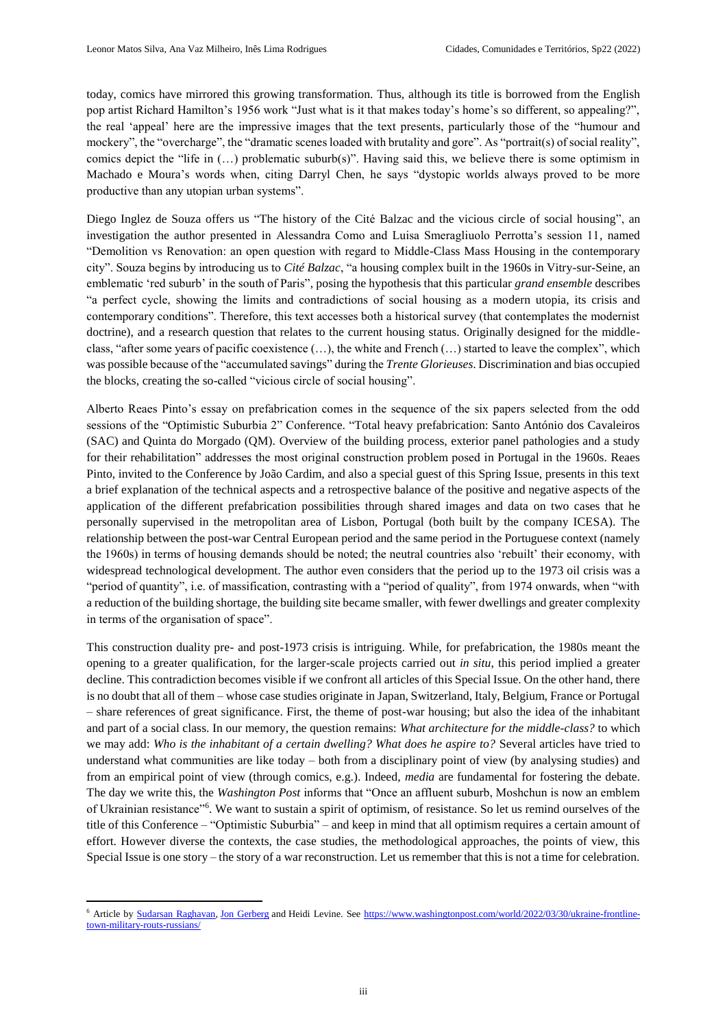today, comics have mirrored this growing transformation. Thus, although its title is borrowed from the English pop artist Richard Hamilton's 1956 work "Just what is it that makes today's home's so different, so appealing?", the real 'appeal' here are the impressive images that the text presents, particularly those of the "humour and mockery", the "overcharge", the "dramatic scenes loaded with brutality and gore". As "portrait(s) of social reality", comics depict the "life in (…) problematic suburb(s)". Having said this, we believe there is some optimism in Machado e Moura's words when, citing Darryl Chen, he says "dystopic worlds always proved to be more productive than any utopian urban systems".

Diego Inglez de Souza offers us "The history of the Cité Balzac and the vicious circle of social housing", an investigation the author presented in Alessandra Como and Luisa Smeragliuolo Perrotta's session 11, named "Demolition vs Renovation: an open question with regard to Middle-Class Mass Housing in the contemporary city". Souza begins by introducing us to *Cité Balzac*, "a housing complex built in the 1960s in Vitry-sur-Seine, an emblematic 'red suburb' in the south of Paris", posing the hypothesis that this particular *grand ensemble* describes "a perfect cycle, showing the limits and contradictions of social housing as a modern utopia, its crisis and contemporary conditions". Therefore, this text accesses both a historical survey (that contemplates the modernist doctrine), and a research question that relates to the current housing status. Originally designed for the middle-class, "after some years of pacific coexistence (…), the white and French (…) started to leave the complex", which was possible because of the "accumulated savings" during the *Trente Glorieuses*. Discrimination and bias occupied the blocks, creating the so-called "vicious circle of social housing".

Alberto Reaes Pinto's essay on prefabrication comes in the sequence of the six papers selected from the odd sessions of the "Optimistic Suburbia 2" Conference. "Total heavy prefabrication: Santo António dos Cavaleiros (SAC) and Quinta do Morgado (QM). Overview of the building process, exterior panel pathologies and a study for their rehabilitation" addresses the most original construction problem posed in Portugal in the 1960s. Reaes Pinto, invited to the Conference by João Cardim, and also a special guest of this Spring Issue, presents in this text a brief explanation of the technical aspects and a retrospective balance of the positive and negative aspects of the application of the different prefabrication possibilities through shared images and data on two cases that he personally supervised in the metropolitan area of Lisbon, Portugal (both built by the company ICESA). The relationship between the post-war Central European period and the same period in the Portuguese context (namely the 1960s) in terms of housing demands should be noted; the neutral countries also 'rebuilt' their economy, with widespread technological development. The author even considers that the period up to the 1973 oil crisis was a "period of quantity", i.e. of massification, contrasting with a "period of quality", from 1974 onwards, when "with a reduction of the building shortage, the building site became smaller, with fewer dwellings and greater complexity in terms of the organisation of space".

This construction duality pre- and post-1973 crisis is intriguing. While, for prefabrication, the 1980s meant the opening to a greater qualification, for the larger-scale projects carried out *in situ*, this period implied a greater decline. This contradiction becomes visible if we confront all articles of this Special Issue. On the other hand, there is no doubt that all of them – whose case studies originate in Japan, Switzerland, Italy, Belgium, France or Portugal – share references of great significance. First, the theme of post-war housing; but also the idea of the inhabitant and part of a social class. In our memory, the question remains: *What architecture for the middle-class?* to which we may add: *Who is the inhabitant of a certain dwelling? What does he aspire to?* Several articles have tried to understand what communities are like today – both from a disciplinary point of view (by analysing studies) and from an empirical point of view (through comics, e.g.). Indeed, *media* are fundamental for fostering the debate. The day we write this, the *Washington Post* informs that "Once an affluent suburb, Moshchun is now an emblem of Ukrainian resistance"[6]. We want to sustain a spirit of optimism, of resistance. So let us remind ourselves of the title of this Conference – "Optimistic Suburbia" – and keep in mind that all optimism requires a certain amount of effort. However diverse the contexts, the case studies, the methodological approaches, the points of view, this Special Issue is one story – the story of a war reconstruction. Let us remember that this is not a time for celebration.

---

[6] Article by Sudarsan Raghavan, Jon Gerberg and Heidi Levine. See https://www.washingtonpost.com/world/2022/03/30/ukraine-frontline-town-military-routs-russians/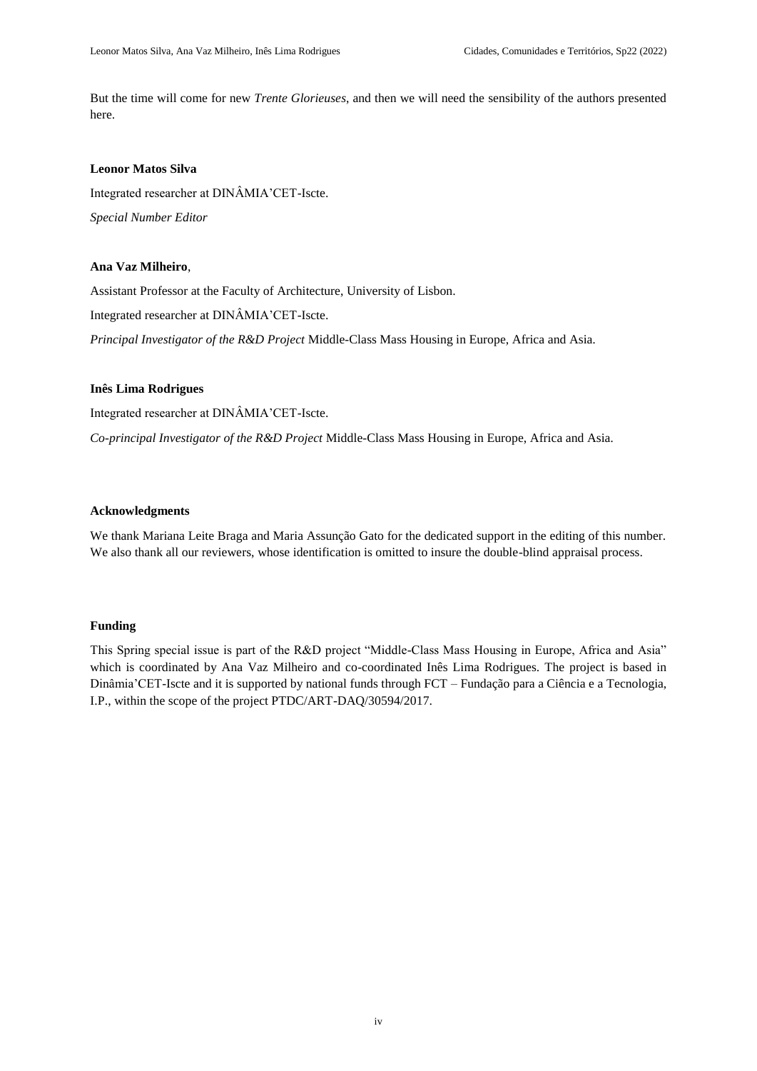But the time will come for new *Trente Glorieuses*, and then we will need the sensibility of the authors presented here.

**Leonor Matos Silva**

Integrated researcher at DINÂMIA'CET-Iscte.

*Special Number Editor*

**Ana Vaz Milheiro**,

Assistant Professor at the Faculty of Architecture, University of Lisbon.

Integrated researcher at DINÂMIA'CET-Iscte.

*Principal Investigator of the R&D Project* Middle-Class Mass Housing in Europe, Africa and Asia.

**Inês Lima Rodrigues**

Integrated researcher at DINÂMIA'CET-Iscte.

*Co-principal Investigator of the R&D Project* Middle-Class Mass Housing in Europe, Africa and Asia.

**Acknowledgments**

We thank Mariana Leite Braga and Maria Assunção Gato for the dedicated support in the editing of this number. We also thank all our reviewers, whose identification is omitted to insure the double-blind appraisal process.

**Funding**

This Spring special issue is part of the R&D project "Middle-Class Mass Housing in Europe, Africa and Asia" which is coordinated by Ana Vaz Milheiro and co-coordinated Inês Lima Rodrigues. The project is based in Dinâmia'CET-Iscte and it is supported by national funds through FCT – Fundação para a Ciência e a Tecnologia, I.P., within the scope of the project PTDC/ART-DAQ/30594/2017.